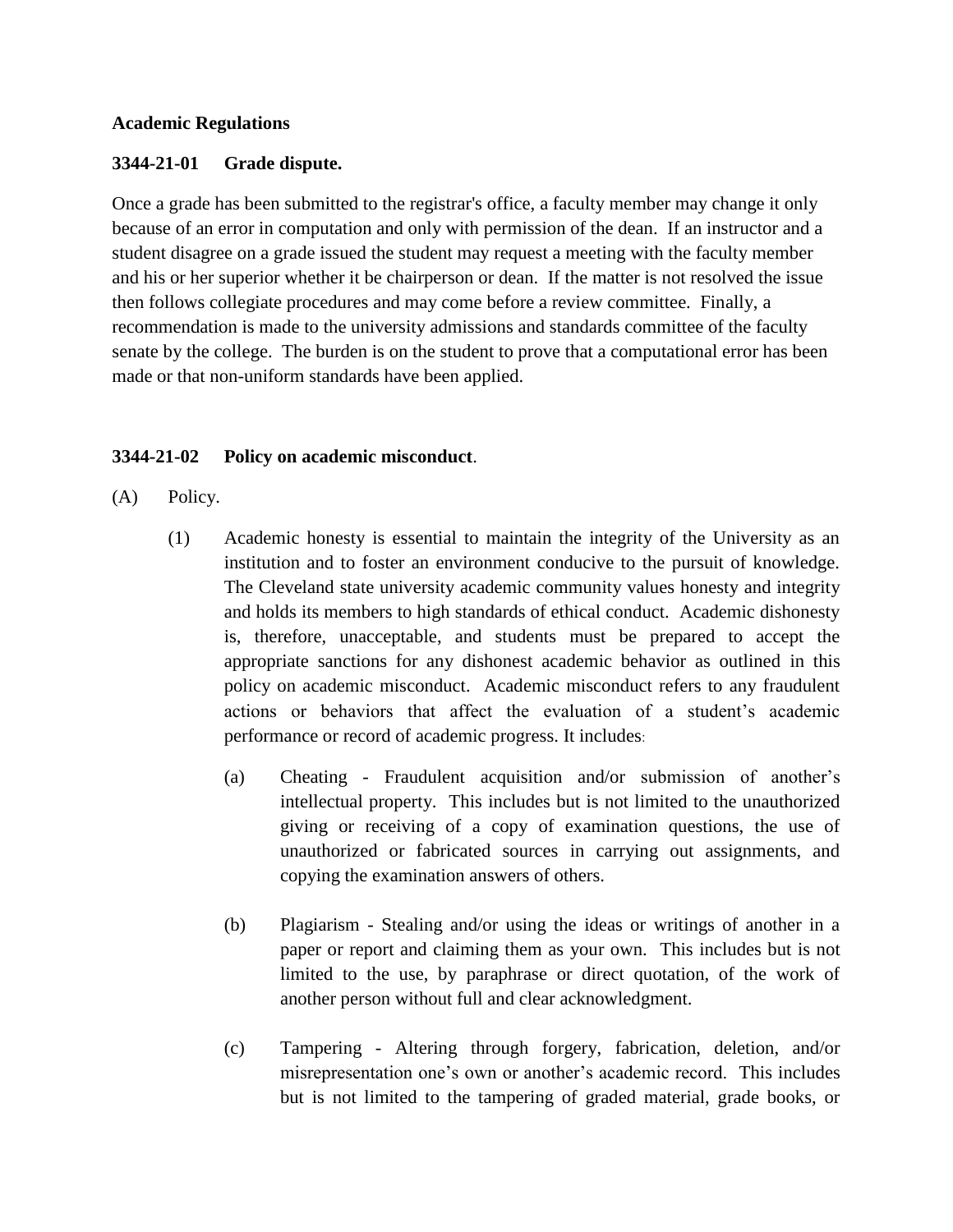**Academic Regulations**

**3344-21-01 Grade dispute.**

Once a grade has been submitted to the registrar's office, a faculty member may change it only because of an error in computation and only with permission of the dean. If an instructor and a student disagree on a grade issued the student may request a meeting with the faculty member and his or her superior whether it be chairperson or dean. If the matter is not resolved the issue then follows collegiate procedures and may come before a review committee. Finally, a recommendation is made to the university admissions and standards committee of the faculty senate by the college. The burden is on the student to prove that a computational error has been made or that non-uniform standards have been applied.

**3344-21-02 Policy on academic misconduct**.

(A) Policy.

(1) Academic honesty is essential to maintain the integrity of the University as an institution and to foster an environment conducive to the pursuit of knowledge. The Cleveland state university academic community values honesty and integrity and holds its members to high standards of ethical conduct. Academic dishonesty is, therefore, unacceptable, and students must be prepared to accept the appropriate sanctions for any dishonest academic behavior as outlined in this policy on academic misconduct. Academic misconduct refers to any fraudulent actions or behaviors that affect the evaluation of a student's academic performance or record of academic progress. It includes:

(a) Cheating - Fraudulent acquisition and/or submission of another's intellectual property. This includes but is not limited to the unauthorized giving or receiving of a copy of examination questions, the use of unauthorized or fabricated sources in carrying out assignments, and copying the examination answers of others.

(b) Plagiarism - Stealing and/or using the ideas or writings of another in a paper or report and claiming them as your own. This includes but is not limited to the use, by paraphrase or direct quotation, of the work of another person without full and clear acknowledgment.

(c) Tampering - Altering through forgery, fabrication, deletion, and/or misrepresentation one's own or another's academic record. This includes but is not limited to the tampering of graded material, grade books, or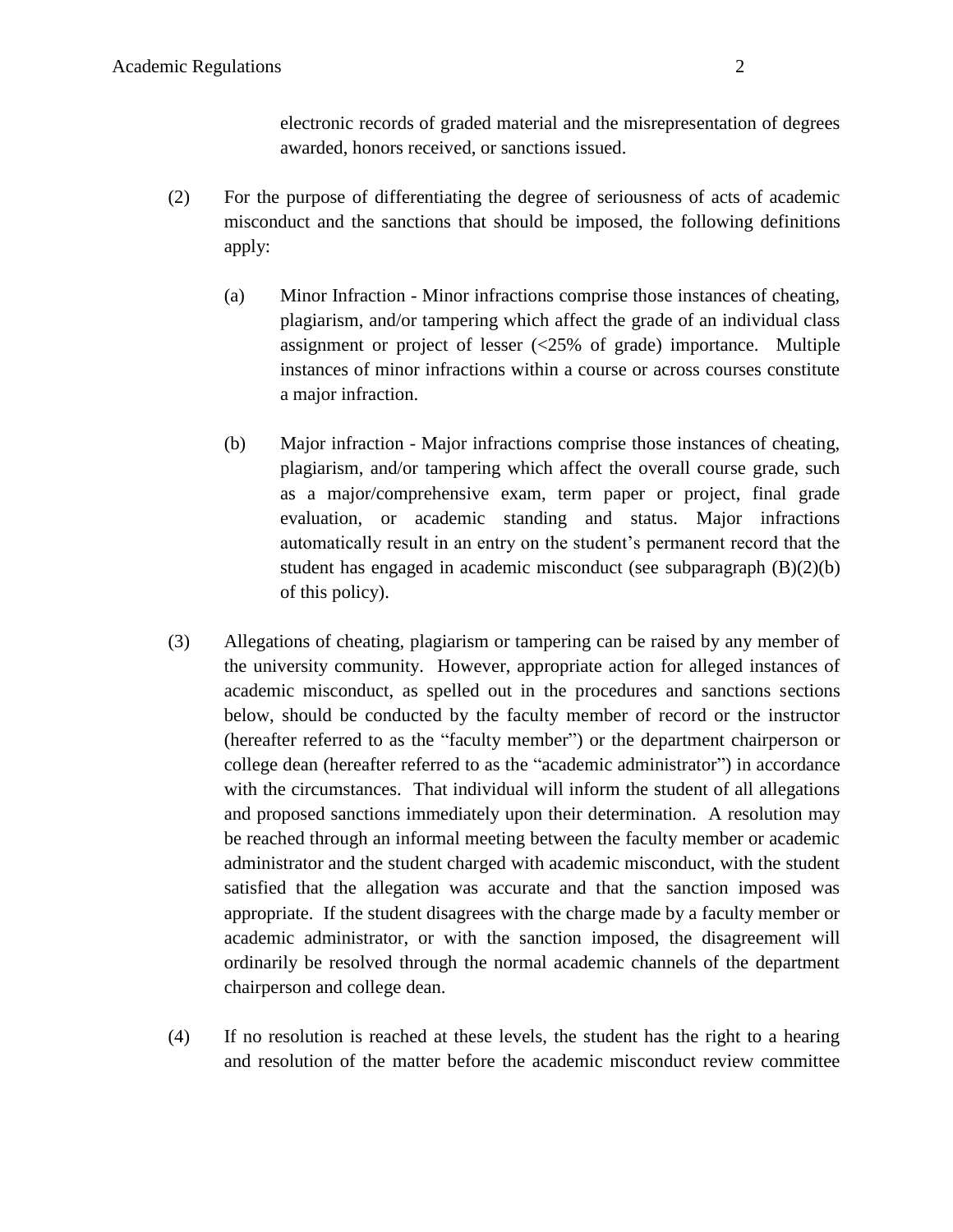electronic records of graded material and the misrepresentation of degrees awarded, honors received, or sanctions issued.

(2) For the purpose of differentiating the degree of seriousness of acts of academic misconduct and the sanctions that should be imposed, the following definitions apply:

   (a) Minor Infraction - Minor infractions comprise those instances of cheating, plagiarism, and/or tampering which affect the grade of an individual class assignment or project of lesser (<25% of grade) importance. Multiple instances of minor infractions within a course or across courses constitute a major infraction.

   (b) Major infraction - Major infractions comprise those instances of cheating, plagiarism, and/or tampering which affect the overall course grade, such as a major/comprehensive exam, term paper or project, final grade evaluation, or academic standing and status. Major infractions automatically result in an entry on the student's permanent record that the student has engaged in academic misconduct (see subparagraph (B)(2)(b) of this policy).

(3) Allegations of cheating, plagiarism or tampering can be raised by any member of the university community. However, appropriate action for alleged instances of academic misconduct, as spelled out in the procedures and sanctions sections below, should be conducted by the faculty member of record or the instructor (hereafter referred to as the "faculty member") or the department chairperson or college dean (hereafter referred to as the "academic administrator") in accordance with the circumstances. That individual will inform the student of all allegations and proposed sanctions immediately upon their determination. A resolution may be reached through an informal meeting between the faculty member or academic administrator and the student charged with academic misconduct, with the student satisfied that the allegation was accurate and that the sanction imposed was appropriate. If the student disagrees with the charge made by a faculty member or academic administrator, or with the sanction imposed, the disagreement will ordinarily be resolved through the normal academic channels of the department chairperson and college dean.

(4) If no resolution is reached at these levels, the student has the right to a hearing and resolution of the matter before the academic misconduct review committee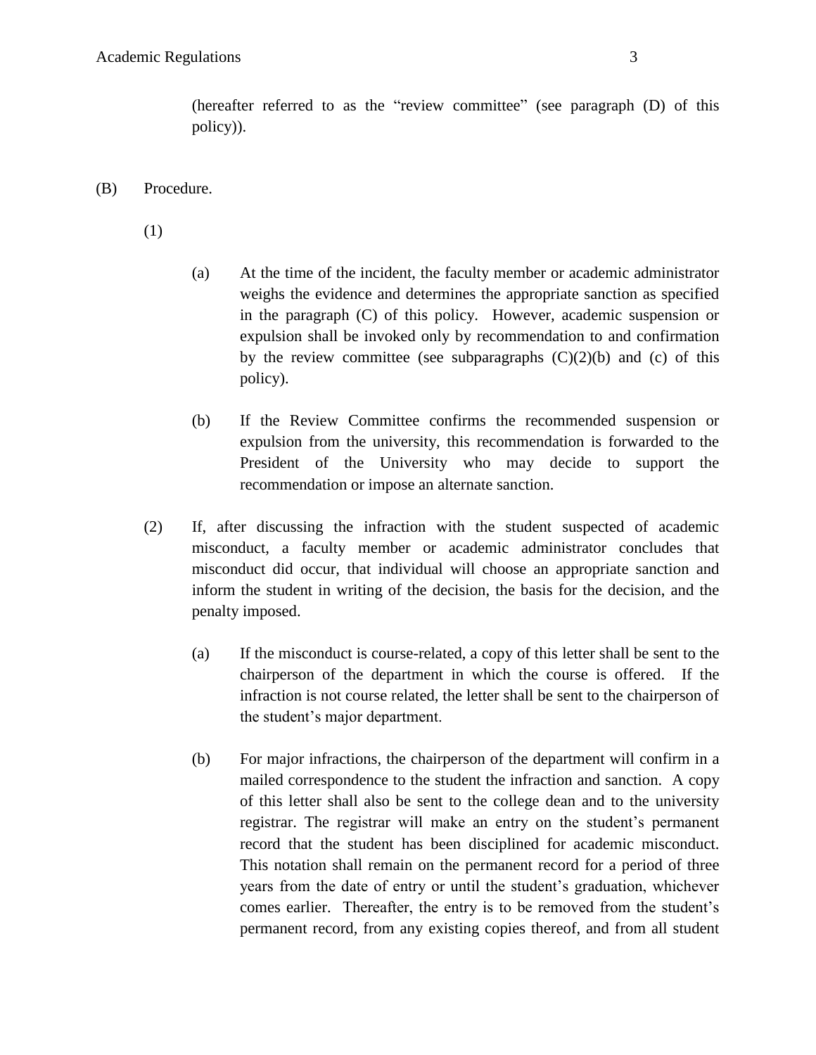(hereafter referred to as the "review committee" (see paragraph (D) of this policy)).

(B) Procedure.

(1)

(a) At the time of the incident, the faculty member or academic administrator weighs the evidence and determines the appropriate sanction as specified in the paragraph (C) of this policy. However, academic suspension or expulsion shall be invoked only by recommendation to and confirmation by the review committee (see subparagraphs (C)(2)(b) and (c) of this policy).

(b) If the Review Committee confirms the recommended suspension or expulsion from the university, this recommendation is forwarded to the President of the University who may decide to support the recommendation or impose an alternate sanction.

(2) If, after discussing the infraction with the student suspected of academic misconduct, a faculty member or academic administrator concludes that misconduct did occur, that individual will choose an appropriate sanction and inform the student in writing of the decision, the basis for the decision, and the penalty imposed.

(a) If the misconduct is course-related, a copy of this letter shall be sent to the chairperson of the department in which the course is offered. If the infraction is not course related, the letter shall be sent to the chairperson of the student's major department.

(b) For major infractions, the chairperson of the department will confirm in a mailed correspondence to the student the infraction and sanction. A copy of this letter shall also be sent to the college dean and to the university registrar. The registrar will make an entry on the student's permanent record that the student has been disciplined for academic misconduct. This notation shall remain on the permanent record for a period of three years from the date of entry or until the student's graduation, whichever comes earlier. Thereafter, the entry is to be removed from the student's permanent record, from any existing copies thereof, and from all student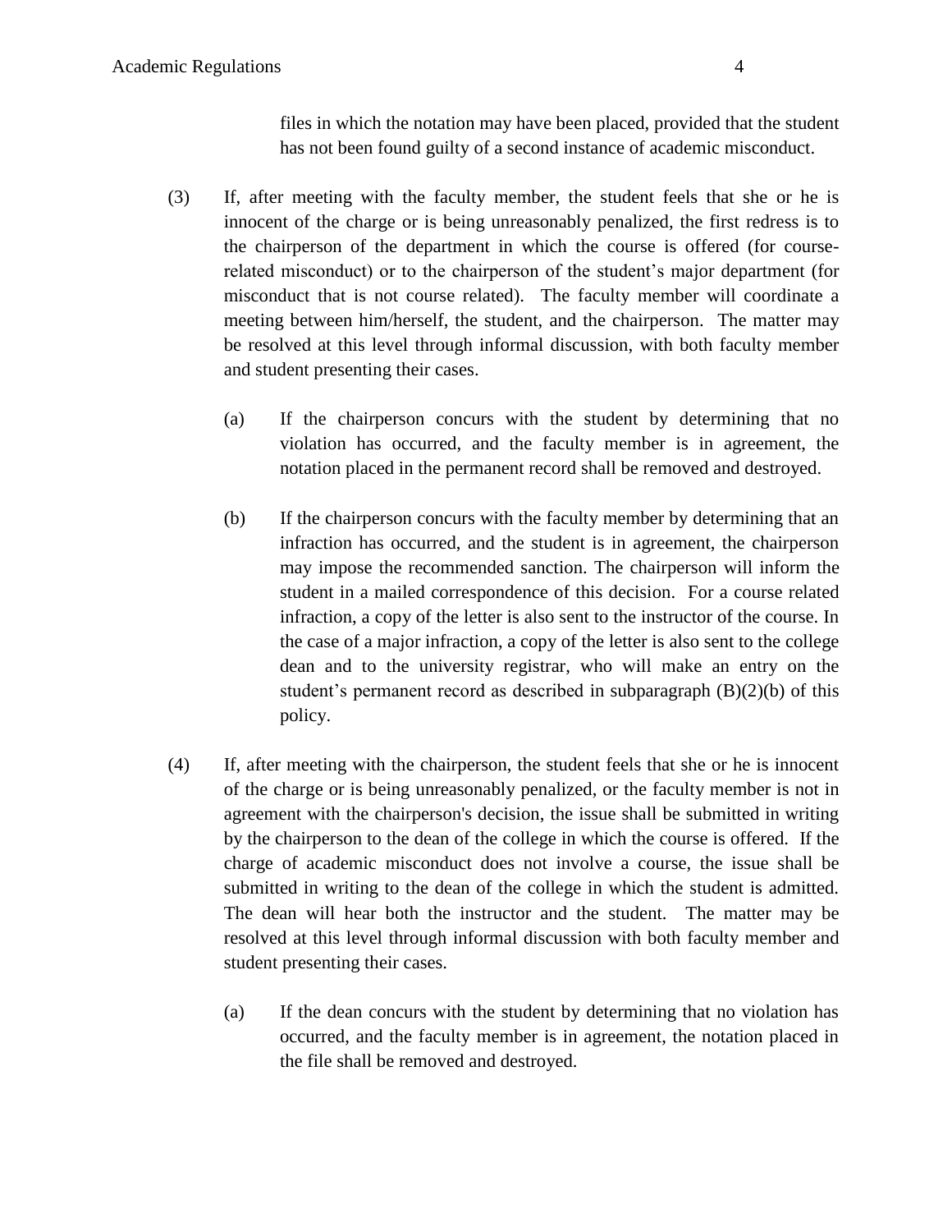files in which the notation may have been placed, provided that the student has not been found guilty of a second instance of academic misconduct.

(3) If, after meeting with the faculty member, the student feels that she or he is innocent of the charge or is being unreasonably penalized, the first redress is to the chairperson of the department in which the course is offered (for course-related misconduct) or to the chairperson of the student's major department (for misconduct that is not course related). The faculty member will coordinate a meeting between him/herself, the student, and the chairperson. The matter may be resolved at this level through informal discussion, with both faculty member and student presenting their cases.

(a) If the chairperson concurs with the student by determining that no violation has occurred, and the faculty member is in agreement, the notation placed in the permanent record shall be removed and destroyed.

(b) If the chairperson concurs with the faculty member by determining that an infraction has occurred, and the student is in agreement, the chairperson may impose the recommended sanction. The chairperson will inform the student in a mailed correspondence of this decision. For a course related infraction, a copy of the letter is also sent to the instructor of the course. In the case of a major infraction, a copy of the letter is also sent to the college dean and to the university registrar, who will make an entry on the student's permanent record as described in subparagraph (B)(2)(b) of this policy.

(4) If, after meeting with the chairperson, the student feels that she or he is innocent of the charge or is being unreasonably penalized, or the faculty member is not in agreement with the chairperson's decision, the issue shall be submitted in writing by the chairperson to the dean of the college in which the course is offered. If the charge of academic misconduct does not involve a course, the issue shall be submitted in writing to the dean of the college in which the student is admitted. The dean will hear both the instructor and the student. The matter may be resolved at this level through informal discussion with both faculty member and student presenting their cases.

(a) If the dean concurs with the student by determining that no violation has occurred, and the faculty member is in agreement, the notation placed in the file shall be removed and destroyed.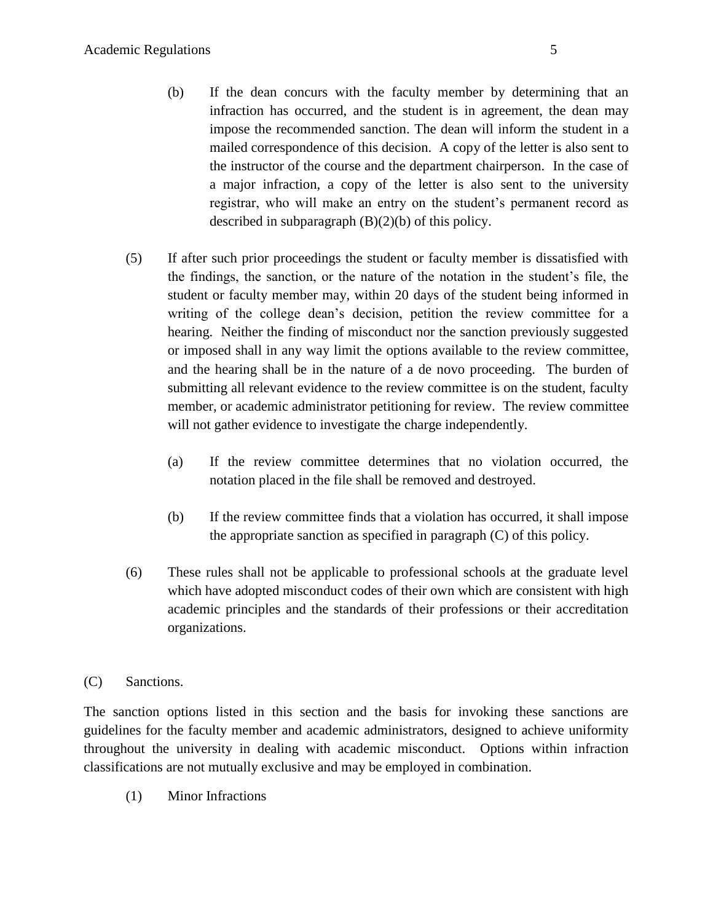(b) If the dean concurs with the faculty member by determining that an infraction has occurred, and the student is in agreement, the dean may impose the recommended sanction. The dean will inform the student in a mailed correspondence of this decision. A copy of the letter is also sent to the instructor of the course and the department chairperson. In the case of a major infraction, a copy of the letter is also sent to the university registrar, who will make an entry on the student's permanent record as described in subparagraph (B)(2)(b) of this policy.

(5) If after such prior proceedings the student or faculty member is dissatisfied with the findings, the sanction, or the nature of the notation in the student's file, the student or faculty member may, within 20 days of the student being informed in writing of the college dean's decision, petition the review committee for a hearing. Neither the finding of misconduct nor the sanction previously suggested or imposed shall in any way limit the options available to the review committee, and the hearing shall be in the nature of a de novo proceeding. The burden of submitting all relevant evidence to the review committee is on the student, faculty member, or academic administrator petitioning for review. The review committee will not gather evidence to investigate the charge independently.

(a) If the review committee determines that no violation occurred, the notation placed in the file shall be removed and destroyed.

(b) If the review committee finds that a violation has occurred, it shall impose the appropriate sanction as specified in paragraph (C) of this policy.

(6) These rules shall not be applicable to professional schools at the graduate level which have adopted misconduct codes of their own which are consistent with high academic principles and the standards of their professions or their accreditation organizations.

(C) Sanctions.

The sanction options listed in this section and the basis for invoking these sanctions are guidelines for the faculty member and academic administrators, designed to achieve uniformity throughout the university in dealing with academic misconduct. Options within infraction classifications are not mutually exclusive and may be employed in combination.

(1) Minor Infractions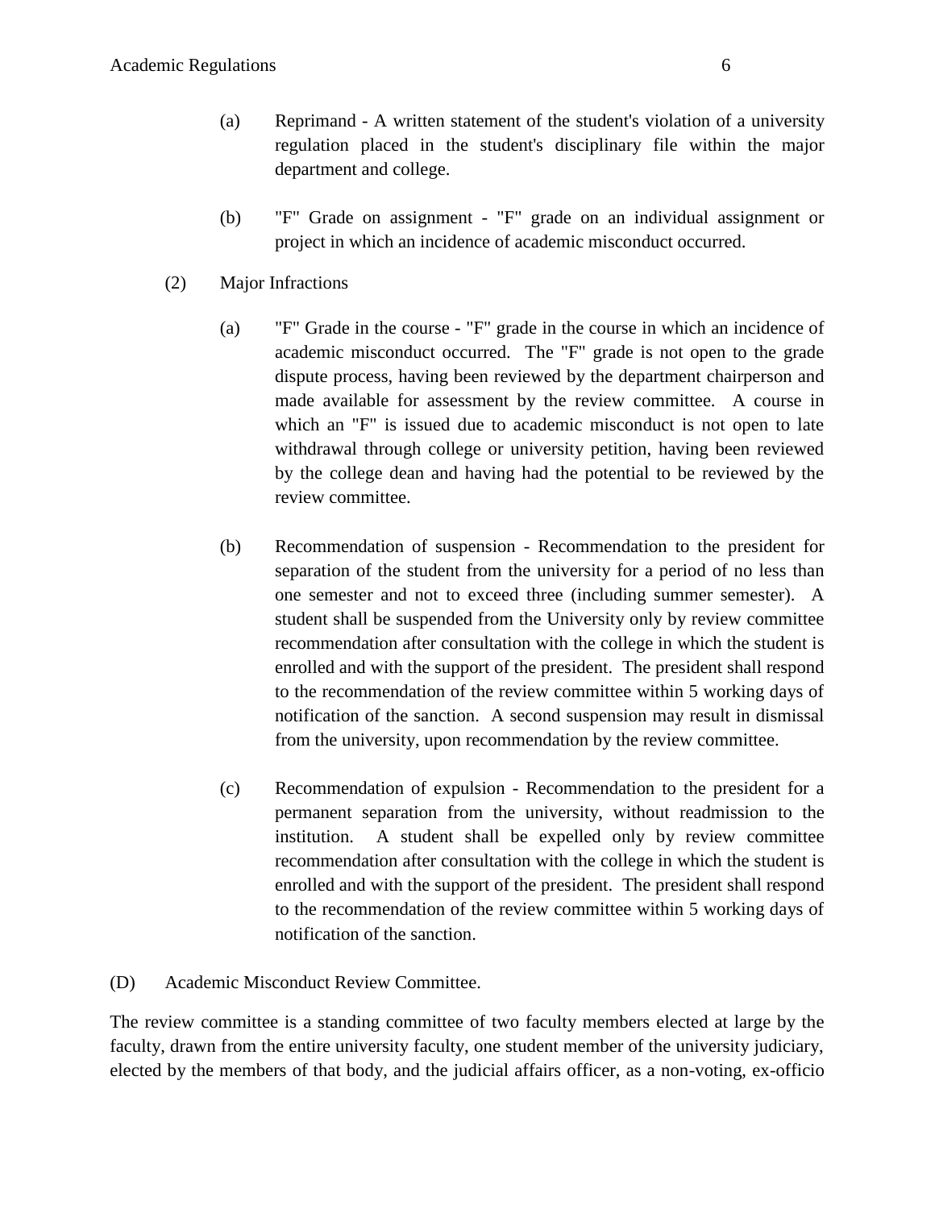(a) Reprimand - A written statement of the student's violation of a university regulation placed in the student's disciplinary file within the major department and college.

(b) "F" Grade on assignment - "F" grade on an individual assignment or project in which an incidence of academic misconduct occurred.

(2) Major Infractions

(a) "F" Grade in the course - "F" grade in the course in which an incidence of academic misconduct occurred. The "F" grade is not open to the grade dispute process, having been reviewed by the department chairperson and made available for assessment by the review committee. A course in which an "F" is issued due to academic misconduct is not open to late withdrawal through college or university petition, having been reviewed by the college dean and having had the potential to be reviewed by the review committee.

(b) Recommendation of suspension - Recommendation to the president for separation of the student from the university for a period of no less than one semester and not to exceed three (including summer semester). A student shall be suspended from the University only by review committee recommendation after consultation with the college in which the student is enrolled and with the support of the president. The president shall respond to the recommendation of the review committee within 5 working days of notification of the sanction. A second suspension may result in dismissal from the university, upon recommendation by the review committee.

(c) Recommendation of expulsion - Recommendation to the president for a permanent separation from the university, without readmission to the institution. A student shall be expelled only by review committee recommendation after consultation with the college in which the student is enrolled and with the support of the president. The president shall respond to the recommendation of the review committee within 5 working days of notification of the sanction.

(D) Academic Misconduct Review Committee.

The review committee is a standing committee of two faculty members elected at large by the faculty, drawn from the entire university faculty, one student member of the university judiciary, elected by the members of that body, and the judicial affairs officer, as a non-voting, ex-officio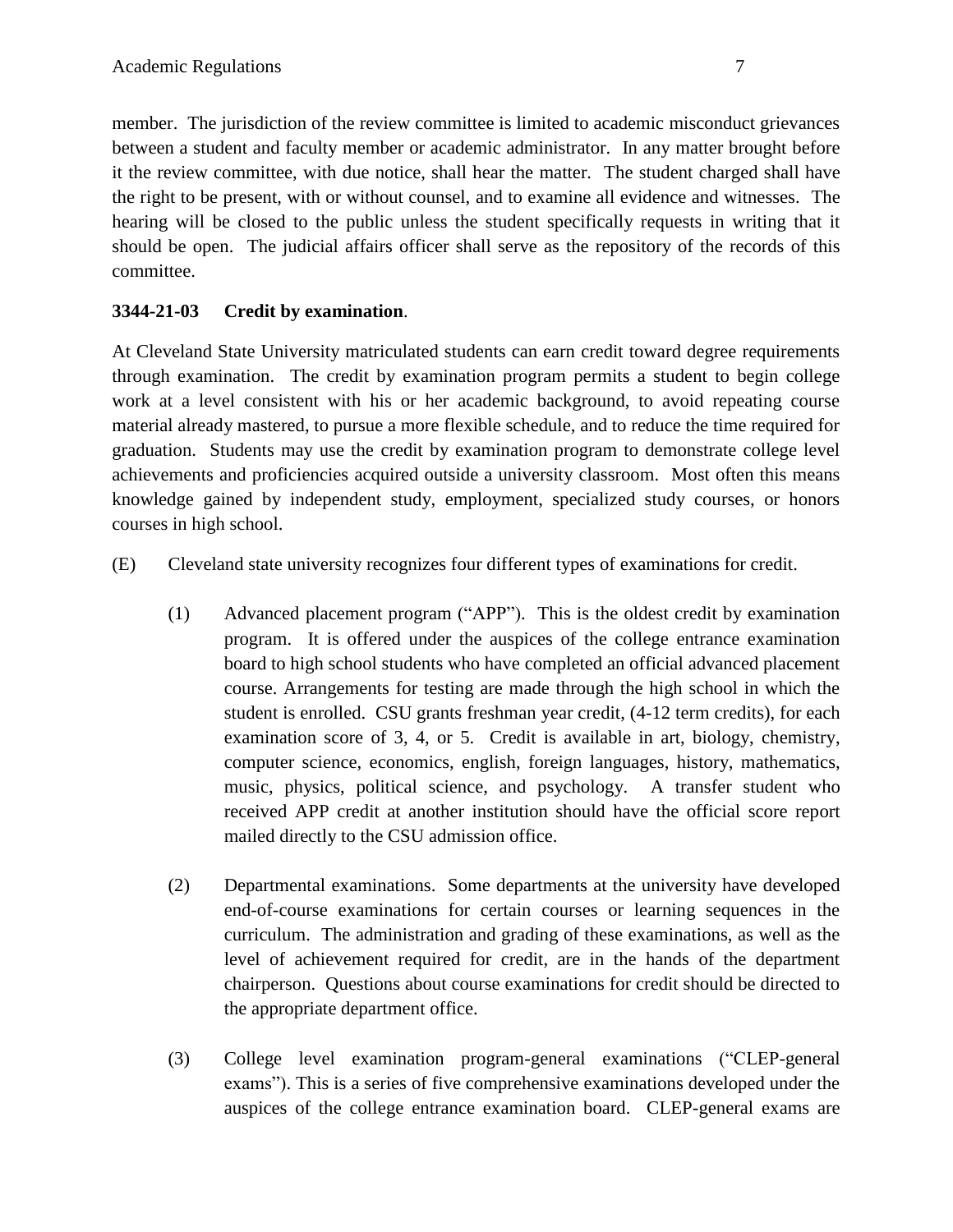member. The jurisdiction of the review committee is limited to academic misconduct grievances between a student and faculty member or academic administrator. In any matter brought before it the review committee, with due notice, shall hear the matter. The student charged shall have the right to be present, with or without counsel, and to examine all evidence and witnesses. The hearing will be closed to the public unless the student specifically requests in writing that it should be open. The judicial affairs officer shall serve as the repository of the records of this committee.

**3344-21-03 Credit by examination**.

At Cleveland State University matriculated students can earn credit toward degree requirements through examination. The credit by examination program permits a student to begin college work at a level consistent with his or her academic background, to avoid repeating course material already mastered, to pursue a more flexible schedule, and to reduce the time required for graduation. Students may use the credit by examination program to demonstrate college level achievements and proficiencies acquired outside a university classroom. Most often this means knowledge gained by independent study, employment, specialized study courses, or honors courses in high school.

(E) Cleveland state university recognizes four different types of examinations for credit.

(1) Advanced placement program ("APP"). This is the oldest credit by examination program. It is offered under the auspices of the college entrance examination board to high school students who have completed an official advanced placement course. Arrangements for testing are made through the high school in which the student is enrolled. CSU grants freshman year credit, (4-12 term credits), for each examination score of 3, 4, or 5. Credit is available in art, biology, chemistry, computer science, economics, english, foreign languages, history, mathematics, music, physics, political science, and psychology. A transfer student who received APP credit at another institution should have the official score report mailed directly to the CSU admission office.

(2) Departmental examinations. Some departments at the university have developed end-of-course examinations for certain courses or learning sequences in the curriculum. The administration and grading of these examinations, as well as the level of achievement required for credit, are in the hands of the department chairperson. Questions about course examinations for credit should be directed to the appropriate department office.

(3) College level examination program-general examinations ("CLEP-general exams"). This is a series of five comprehensive examinations developed under the auspices of the college entrance examination board. CLEP-general exams are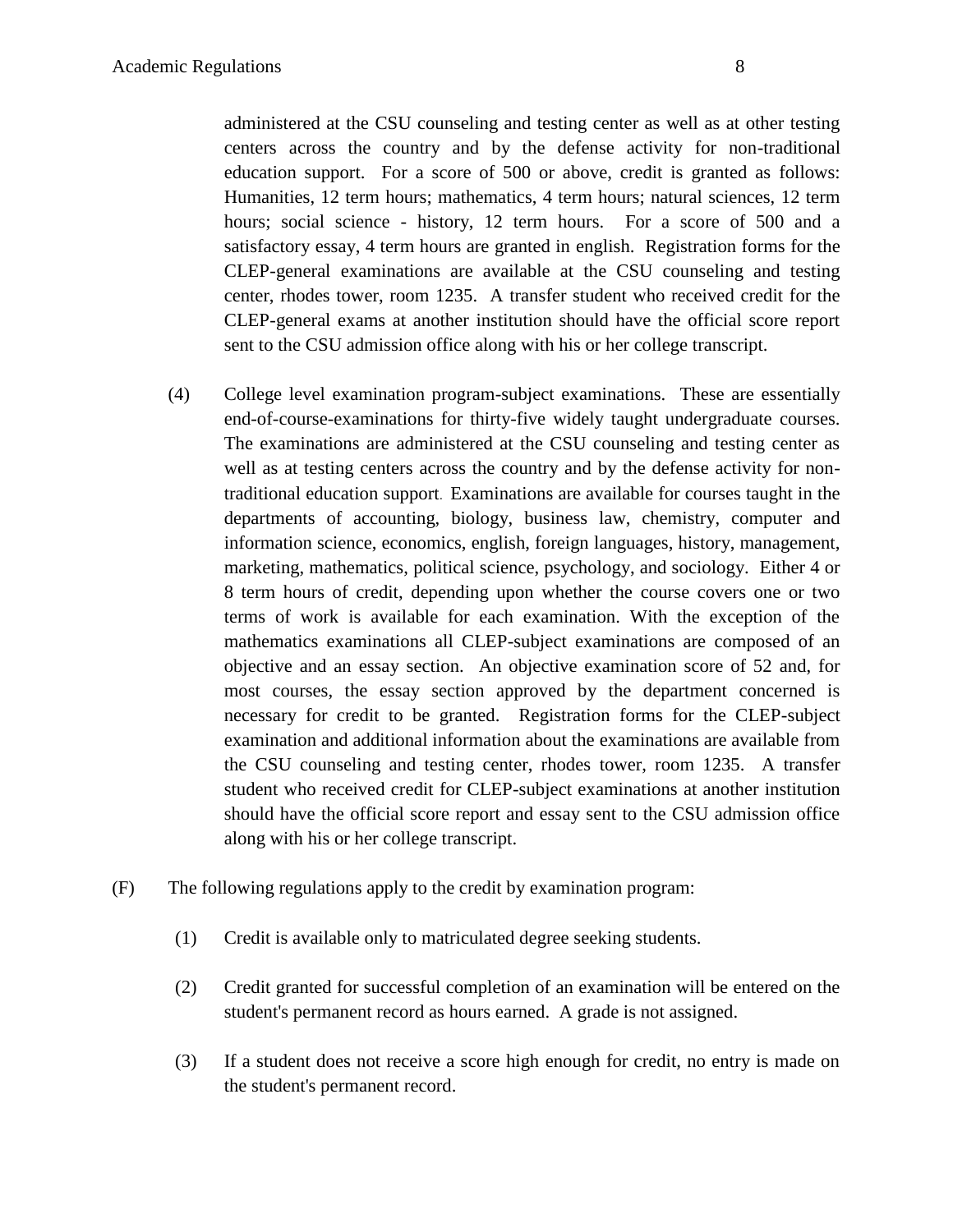administered at the CSU counseling and testing center as well as at other testing centers across the country and by the defense activity for non-traditional education support. For a score of 500 or above, credit is granted as follows: Humanities, 12 term hours; mathematics, 4 term hours; natural sciences, 12 term hours; social science - history, 12 term hours. For a score of 500 and a satisfactory essay, 4 term hours are granted in english. Registration forms for the CLEP-general examinations are available at the CSU counseling and testing center, rhodes tower, room 1235. A transfer student who received credit for the CLEP-general exams at another institution should have the official score report sent to the CSU admission office along with his or her college transcript.

(4) College level examination program-subject examinations. These are essentially end-of-course-examinations for thirty-five widely taught undergraduate courses. The examinations are administered at the CSU counseling and testing center as well as at testing centers across the country and by the defense activity for non-traditional education support. Examinations are available for courses taught in the departments of accounting, biology, business law, chemistry, computer and information science, economics, english, foreign languages, history, management, marketing, mathematics, political science, psychology, and sociology. Either 4 or 8 term hours of credit, depending upon whether the course covers one or two terms of work is available for each examination. With the exception of the mathematics examinations all CLEP-subject examinations are composed of an objective and an essay section. An objective examination score of 52 and, for most courses, the essay section approved by the department concerned is necessary for credit to be granted. Registration forms for the CLEP-subject examination and additional information about the examinations are available from the CSU counseling and testing center, rhodes tower, room 1235. A transfer student who received credit for CLEP-subject examinations at another institution should have the official score report and essay sent to the CSU admission office along with his or her college transcript.

(F) The following regulations apply to the credit by examination program:

(1) Credit is available only to matriculated degree seeking students.

(2) Credit granted for successful completion of an examination will be entered on the student's permanent record as hours earned. A grade is not assigned.

(3) If a student does not receive a score high enough for credit, no entry is made on the student's permanent record.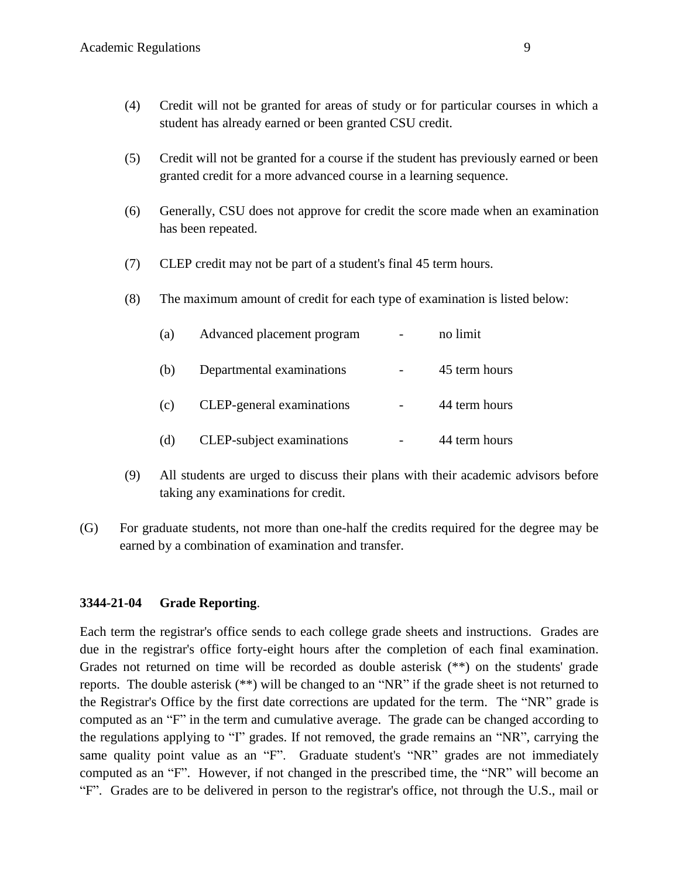(4) Credit will not be granted for areas of study or for particular courses in which a student has already earned or been granted CSU credit.

(5) Credit will not be granted for a course if the student has previously earned or been granted credit for a more advanced course in a learning sequence.

(6) Generally, CSU does not approve for credit the score made when an examination has been repeated.

(7) CLEP credit may not be part of a student's final 45 term hours.

(8) The maximum amount of credit for each type of examination is listed below:

   (a) Advanced placement program - no limit

   (b) Departmental examinations - 45 term hours

   (c) CLEP-general examinations - 44 term hours

   (d) CLEP-subject examinations - 44 term hours

(9) All students are urged to discuss their plans with their academic advisors before taking any examinations for credit.

(G) For graduate students, not more than one-half the credits required for the degree may be earned by a combination of examination and transfer.

**3344-21-04 Grade Reporting**.

Each term the registrar's office sends to each college grade sheets and instructions. Grades are due in the registrar's office forty-eight hours after the completion of each final examination. Grades not returned on time will be recorded as double asterisk (**) on the students' grade reports. The double asterisk (**) will be changed to an "NR" if the grade sheet is not returned to the Registrar's Office by the first date corrections are updated for the term. The "NR" grade is computed as an "F" in the term and cumulative average. The grade can be changed according to the regulations applying to "I" grades. If not removed, the grade remains an "NR", carrying the same quality point value as an "F". Graduate student's "NR" grades are not immediately computed as an "F". However, if not changed in the prescribed time, the "NR" will become an "F". Grades are to be delivered in person to the registrar's office, not through the U.S., mail or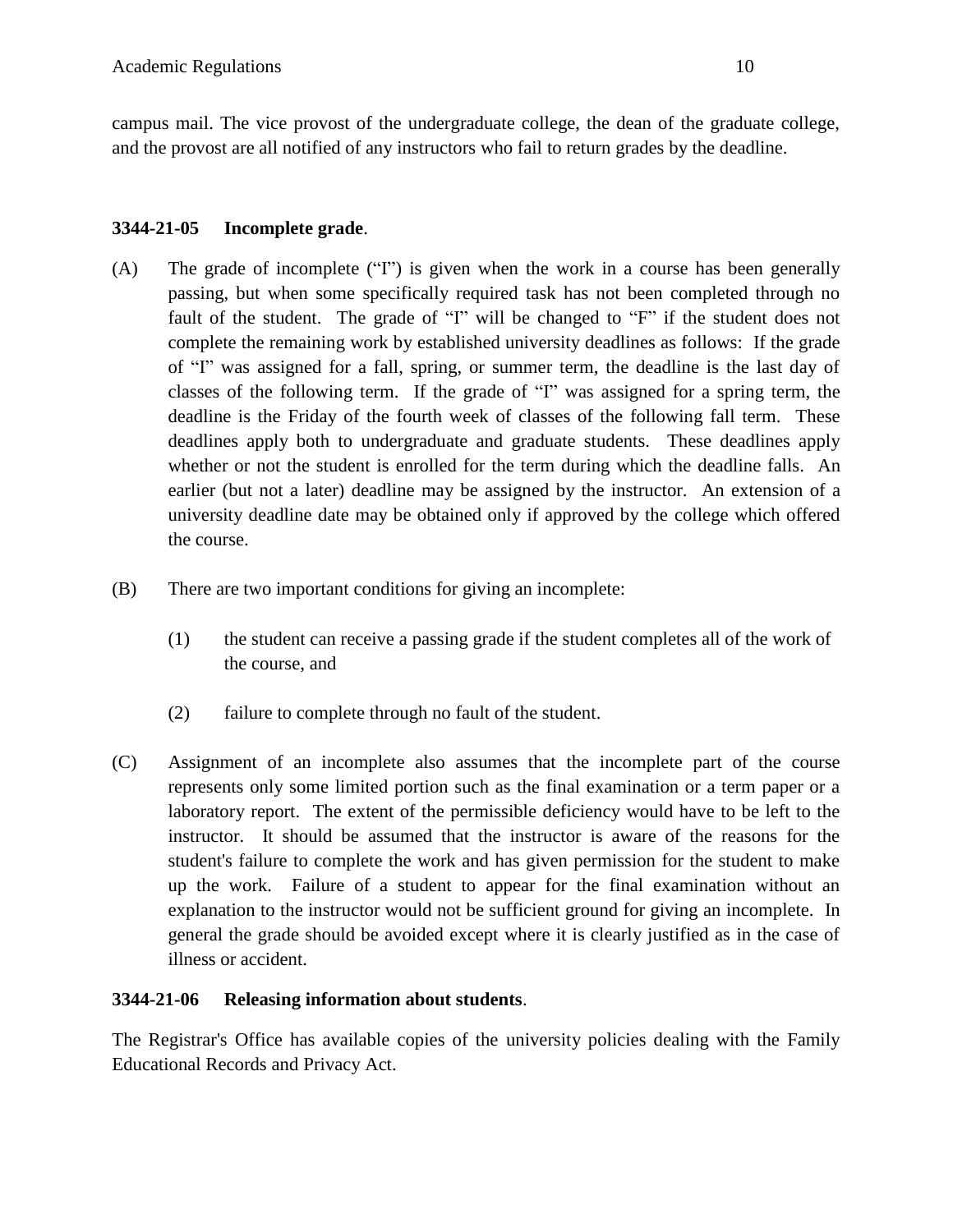campus mail. The vice provost of the undergraduate college, the dean of the graduate college, and the provost are all notified of any instructors who fail to return grades by the deadline.

**3344-21-05 Incomplete grade**.

(A) The grade of incomplete ("I") is given when the work in a course has been generally passing, but when some specifically required task has not been completed through no fault of the student. The grade of "I" will be changed to "F" if the student does not complete the remaining work by established university deadlines as follows: If the grade of "I" was assigned for a fall, spring, or summer term, the deadline is the last day of classes of the following term. If the grade of "I" was assigned for a spring term, the deadline is the Friday of the fourth week of classes of the following fall term. These deadlines apply both to undergraduate and graduate students. These deadlines apply whether or not the student is enrolled for the term during which the deadline falls. An earlier (but not a later) deadline may be assigned by the instructor. An extension of a university deadline date may be obtained only if approved by the college which offered the course.

(B) There are two important conditions for giving an incomplete:

(1) the student can receive a passing grade if the student completes all of the work of the course, and

(2) failure to complete through no fault of the student.

(C) Assignment of an incomplete also assumes that the incomplete part of the course represents only some limited portion such as the final examination or a term paper or a laboratory report. The extent of the permissible deficiency would have to be left to the instructor. It should be assumed that the instructor is aware of the reasons for the student's failure to complete the work and has given permission for the student to make up the work. Failure of a student to appear for the final examination without an explanation to the instructor would not be sufficient ground for giving an incomplete. In general the grade should be avoided except where it is clearly justified as in the case of illness or accident.

**3344-21-06 Releasing information about students**.

The Registrar's Office has available copies of the university policies dealing with the Family Educational Records and Privacy Act.